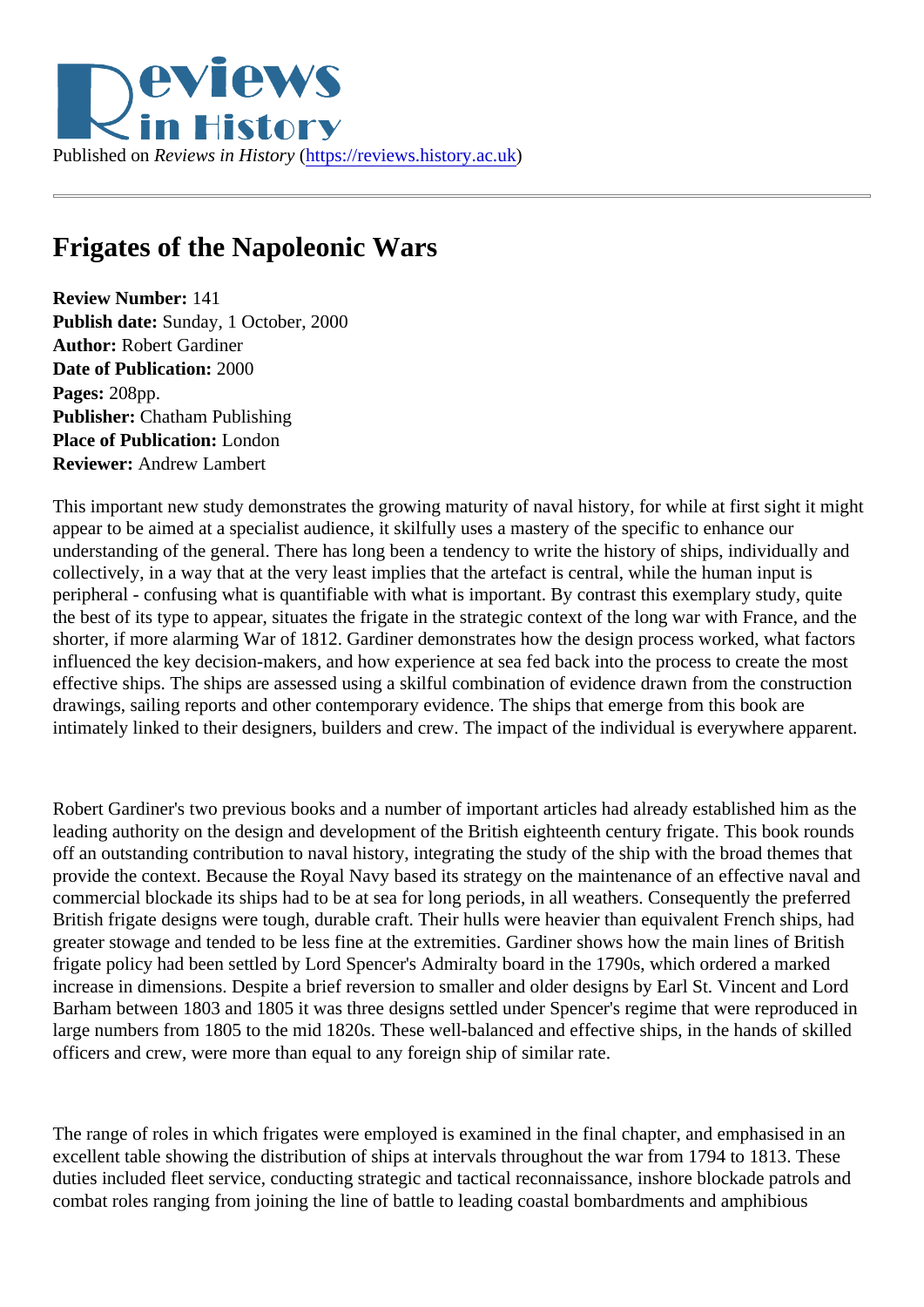Published on *Reviews in History* (https://reviews.history.ac.uk)

# Frigates of the Napoleonic Wars

**Review Number:** 141
**Publish date:** Sunday, 1 October, 2000
**Author:** Robert Gardiner
**Date of Publication:** 2000
**Pages:** 208pp.
**Publisher:** Chatham Publishing
**Place of Publication:** London
**Reviewer:** Andrew Lambert

This important new study demonstrates the growing maturity of naval history, for while at first sight it might appear to be aimed at a specialist audience, it skilfully uses a mastery of the specific to enhance our understanding of the general. There has long been a tendency to write the history of ships, individually and collectively, in a way that at the very least implies that the artefact is central, while the human input is peripheral - confusing what is quantifiable with what is important. By contrast this exemplary study, quite the best of its type to appear, situates the frigate in the strategic context of the long war with France, and the shorter, if more alarming War of 1812. Gardiner demonstrates how the design process worked, what factors influenced the key decision-makers, and how experience at sea fed back into the process to create the most effective ships. The ships are assessed using a skilful combination of evidence drawn from the construction drawings, sailing reports and other contemporary evidence. The ships that emerge from this book are intimately linked to their designers, builders and crew. The impact of the individual is everywhere apparent.

Robert Gardiner's two previous books and a number of important articles had already established him as the leading authority on the design and development of the British eighteenth century frigate. This book rounds off an outstanding contribution to naval history, integrating the study of the ship with the broad themes that provide the context. Because the Royal Navy based its strategy on the maintenance of an effective naval and commercial blockade its ships had to be at sea for long periods, in all weathers. Consequently the preferred British frigate designs were tough, durable craft. Their hulls were heavier than equivalent French ships, had greater stowage and tended to be less fine at the extremities. Gardiner shows how the main lines of British frigate policy had been settled by Lord Spencer's Admiralty board in the 1790s, which ordered a marked increase in dimensions. Despite a brief reversion to smaller and older designs by Earl St. Vincent and Lord Barham between 1803 and 1805 it was three designs settled under Spencer's regime that were reproduced in large numbers from 1805 to the mid 1820s. These well-balanced and effective ships, in the hands of skilled officers and crew, were more than equal to any foreign ship of similar rate.

The range of roles in which frigates were employed is examined in the final chapter, and emphasised in an excellent table showing the distribution of ships at intervals throughout the war from 1794 to 1813. These duties included fleet service, conducting strategic and tactical reconnaissance, inshore blockade patrols and combat roles ranging from joining the line of battle to leading coastal bombardments and amphibious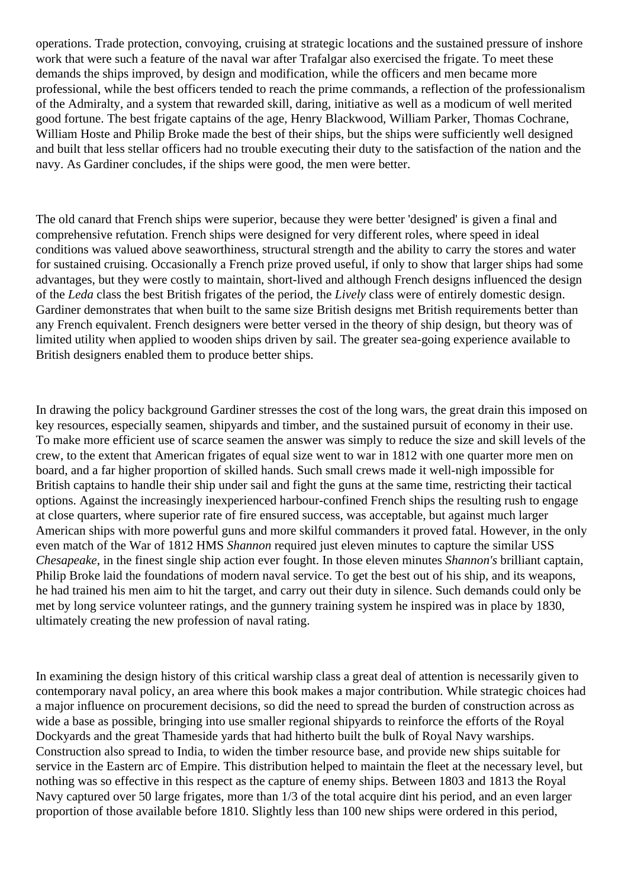operations. Trade protection, convoying, cruising at strategic locations and the sustained pressure of inshore work that were such a feature of the naval war after Trafalgar also exercised the frigate. To meet these demands the ships improved, by design and modification, while the officers and men became more professional, while the best officers tended to reach the prime commands, a reflection of the professionalism of the Admiralty, and a system that rewarded skill, daring, initiative as well as a modicum of well merited good fortune. The best frigate captains of the age, Henry Blackwood, William Parker, Thomas Cochrane, William Hoste and Philip Broke made the best of their ships, but the ships were sufficiently well designed and built that less stellar officers had no trouble executing their duty to the satisfaction of the nation and the navy. As Gardiner concludes, if the ships were good, the men were better.

The old canard that French ships were superior, because they were better 'designed' is given a final and comprehensive refutation. French ships were designed for very different roles, where speed in ideal conditions was valued above seaworthiness, structural strength and the ability to carry the stores and water for sustained cruising. Occasionally a French prize proved useful, if only to show that larger ships had some advantages, but they were costly to maintain, short-lived and although French designs influenced the design of the *Leda* class the best British frigates of the period, the *Lively* class were of entirely domestic design. Gardiner demonstrates that when built to the same size British designs met British requirements better than any French equivalent. French designers were better versed in the theory of ship design, but theory was of limited utility when applied to wooden ships driven by sail. The greater sea-going experience available to British designers enabled them to produce better ships.

In drawing the policy background Gardiner stresses the cost of the long wars, the great drain this imposed on key resources, especially seamen, shipyards and timber, and the sustained pursuit of economy in their use. To make more efficient use of scarce seamen the answer was simply to reduce the size and skill levels of the crew, to the extent that American frigates of equal size went to war in 1812 with one quarter more men on board, and a far higher proportion of skilled hands. Such small crews made it well-nigh impossible for British captains to handle their ship under sail and fight the guns at the same time, restricting their tactical options. Against the increasingly inexperienced harbour-confined French ships the resulting rush to engage at close quarters, where superior rate of fire ensured success, was acceptable, but against much larger American ships with more powerful guns and more skilful commanders it proved fatal. However, in the only even match of the War of 1812 HMS *Shannon* required just eleven minutes to capture the similar USS *Chesapeake*, in the finest single ship action ever fought. In those eleven minutes *Shannon's* brilliant captain, Philip Broke laid the foundations of modern naval service. To get the best out of his ship, and its weapons, he had trained his men aim to hit the target, and carry out their duty in silence. Such demands could only be met by long service volunteer ratings, and the gunnery training system he inspired was in place by 1830, ultimately creating the new profession of naval rating.

In examining the design history of this critical warship class a great deal of attention is necessarily given to contemporary naval policy, an area where this book makes a major contribution. While strategic choices had a major influence on procurement decisions, so did the need to spread the burden of construction across as wide a base as possible, bringing into use smaller regional shipyards to reinforce the efforts of the Royal Dockyards and the great Thameside yards that had hitherto built the bulk of Royal Navy warships. Construction also spread to India, to widen the timber resource base, and provide new ships suitable for service in the Eastern arc of Empire. This distribution helped to maintain the fleet at the necessary level, but nothing was so effective in this respect as the capture of enemy ships. Between 1803 and 1813 the Royal Navy captured over 50 large frigates, more than 1/3 of the total acquire dint his period, and an even larger proportion of those available before 1810. Slightly less than 100 new ships were ordered in this period,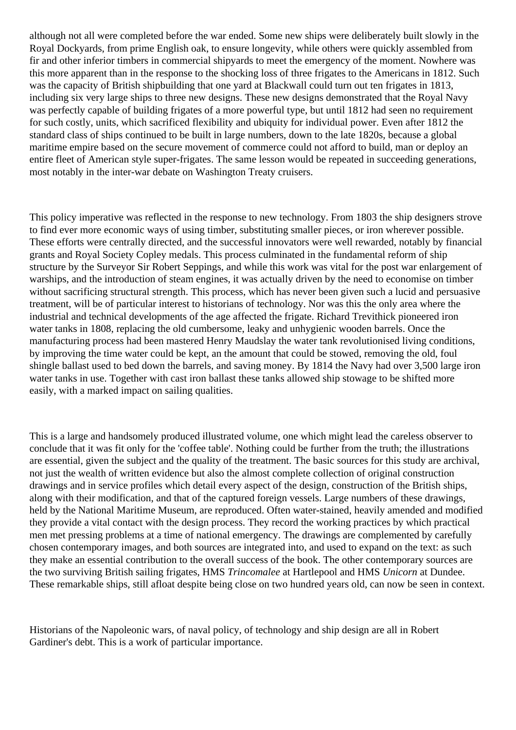although not all were completed before the war ended. Some new ships were deliberately built slowly in the Royal Dockyards, from prime English oak, to ensure longevity, while others were quickly assembled from fir and other inferior timbers in commercial shipyards to meet the emergency of the moment. Nowhere was this more apparent than in the response to the shocking loss of three frigates to the Americans in 1812. Such was the capacity of British shipbuilding that one yard at Blackwall could turn out ten frigates in 1813, including six very large ships to three new designs. These new designs demonstrated that the Royal Navy was perfectly capable of building frigates of a more powerful type, but until 1812 had seen no requirement for such costly, units, which sacrificed flexibility and ubiquity for individual power. Even after 1812 the standard class of ships continued to be built in large numbers, down to the late 1820s, because a global maritime empire based on the secure movement of commerce could not afford to build, man or deploy an entire fleet of American style super-frigates. The same lesson would be repeated in succeeding generations, most notably in the inter-war debate on Washington Treaty cruisers.

This policy imperative was reflected in the response to new technology. From 1803 the ship designers strove to find ever more economic ways of using timber, substituting smaller pieces, or iron wherever possible. These efforts were centrally directed, and the successful innovators were well rewarded, notably by financial grants and Royal Society Copley medals. This process culminated in the fundamental reform of ship structure by the Surveyor Sir Robert Seppings, and while this work was vital for the post war enlargement of warships, and the introduction of steam engines, it was actually driven by the need to economise on timber without sacrificing structural strength. This process, which has never been given such a lucid and persuasive treatment, will be of particular interest to historians of technology. Nor was this the only area where the industrial and technical developments of the age affected the frigate. Richard Trevithick pioneered iron water tanks in 1808, replacing the old cumbersome, leaky and unhygienic wooden barrels. Once the manufacturing process had been mastered Henry Maudslay the water tank revolutionised living conditions, by improving the time water could be kept, an the amount that could be stowed, removing the old, foul shingle ballast used to bed down the barrels, and saving money. By 1814 the Navy had over 3,500 large iron water tanks in use. Together with cast iron ballast these tanks allowed ship stowage to be shifted more easily, with a marked impact on sailing qualities.

This is a large and handsomely produced illustrated volume, one which might lead the careless observer to conclude that it was fit only for the 'coffee table'. Nothing could be further from the truth; the illustrations are essential, given the subject and the quality of the treatment. The basic sources for this study are archival, not just the wealth of written evidence but also the almost complete collection of original construction drawings and in service profiles which detail every aspect of the design, construction of the British ships, along with their modification, and that of the captured foreign vessels. Large numbers of these drawings, held by the National Maritime Museum, are reproduced. Often water-stained, heavily amended and modified they provide a vital contact with the design process. They record the working practices by which practical men met pressing problems at a time of national emergency. The drawings are complemented by carefully chosen contemporary images, and both sources are integrated into, and used to expand on the text: as such they make an essential contribution to the overall success of the book. The other contemporary sources are the two surviving British sailing frigates, HMS *Trincomalee* at Hartlepool and HMS *Unicorn* at Dundee. These remarkable ships, still afloat despite being close on two hundred years old, can now be seen in context.

Historians of the Napoleonic wars, of naval policy, of technology and ship design are all in Robert Gardiner's debt. This is a work of particular importance.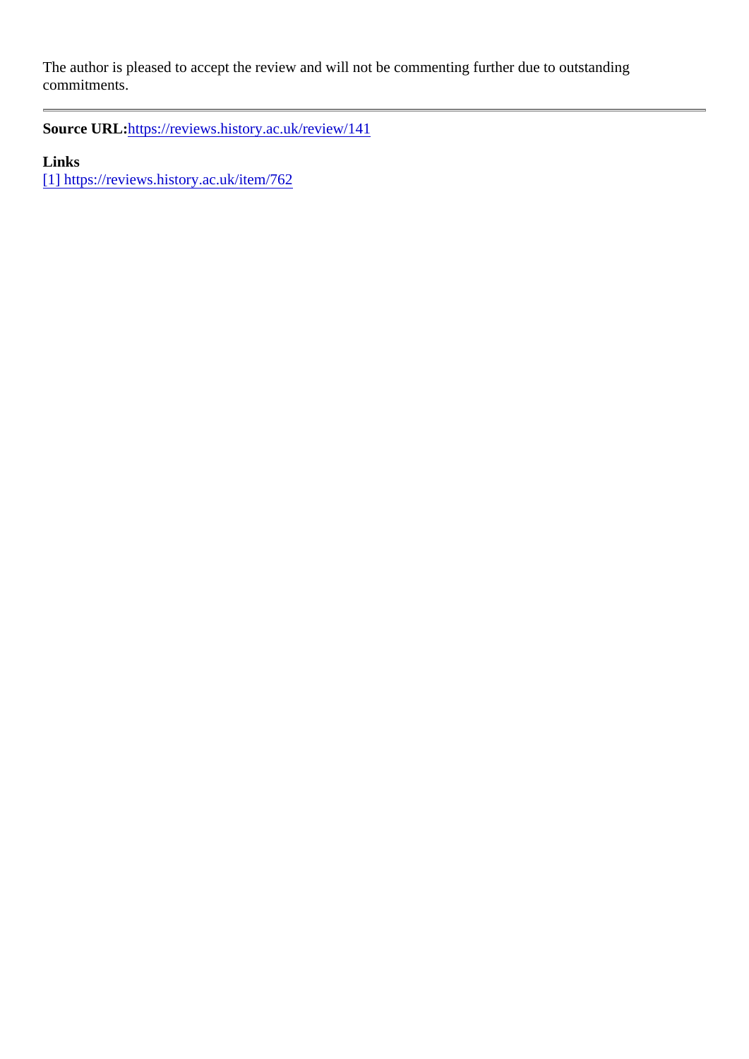The author is pleased to accept the review and will not be commenting further due to outstanding commitments.

---

**Source URL:**https://reviews.history.ac.uk/review/141

**Links**
[1] https://reviews.history.ac.uk/item/762